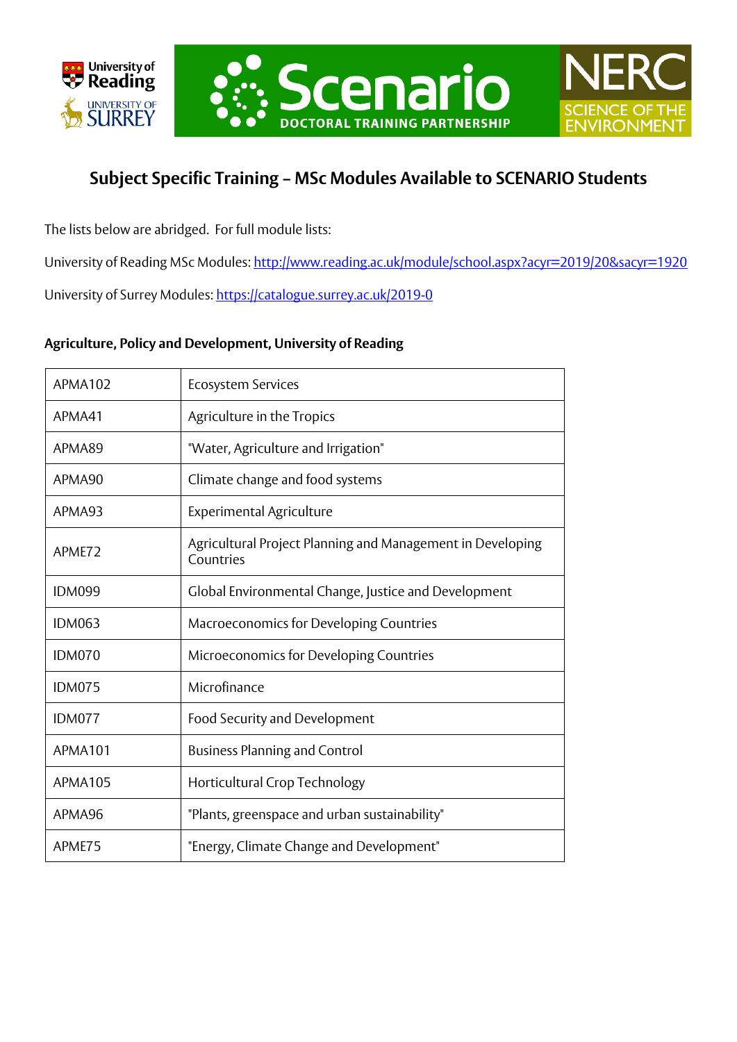# Subject Specific Training – MSc Modules Available to SCENARIO Students

The lists below are abridged. For full module lists:

University of Reading MSc Modules: http://www.reading.ac.uk/module/school.aspx?acyr=2019/20&sacyr=1920

University of Surrey Modules: https://catalogue.surrey.ac.uk/2019-0

**Agriculture, Policy and Development, University of Reading**

| | |
|---|---|
| APMA102 | Ecosystem Services |
| APMA41 | Agriculture in the Tropics |
| APMA89 | "Water, Agriculture and Irrigation" |
| APMA90 | Climate change and food systems |
| APMA93 | Experimental Agriculture |
| APME72 | Agricultural Project Planning and Management in Developing Countries |
| IDM099 | Global Environmental Change, Justice and Development |
| IDM063 | Macroeconomics for Developing Countries |
| IDM070 | Microeconomics for Developing Countries |
| IDM075 | Microfinance |
| IDM077 | Food Security and Development |
| APMA101 | Business Planning and Control |
| APMA105 | Horticultural Crop Technology |
| APMA96 | "Plants, greenspace and urban sustainability" |
| APME75 | "Energy, Climate Change and Development" |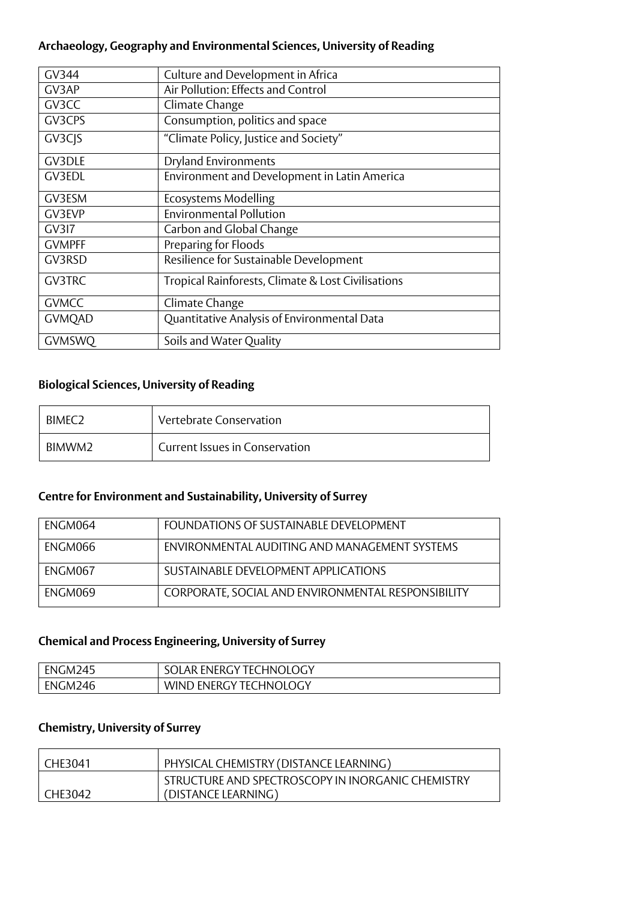### Archaeology, Geography and Environmental Sciences, University of Reading

| | |
|---|---|
| GV344 | Culture and Development in Africa |
| GV3AP | Air Pollution: Effects and Control |
| GV3CC | Climate Change |
| GV3CPS | Consumption, politics and space |
| GV3CJS | "Climate Policy, Justice and Society" |
| GV3DLE | Dryland Environments |
| GV3EDL | Environment and Development in Latin America |
| GV3ESM | Ecosystems Modelling |
| GV3EVP | Environmental Pollution |
| GV3I7 | Carbon and Global Change |
| GVMPFF | Preparing for Floods |
| GV3RSD | Resilience for Sustainable Development |
| GV3TRC | Tropical Rainforests, Climate & Lost Civilisations |
| GVMCC | Climate Change |
| GVMQAD | Quantitative Analysis of Environmental Data |
| GVMSWQ | Soils and Water Quality |

### Biological Sciences, University of Reading

| | |
|---|---|
| BIMEC2 | Vertebrate Conservation |
| BIMWM2 | Current Issues in Conservation |

### Centre for Environment and Sustainability, University of Surrey

| | |
|---|---|
| ENGM064 | FOUNDATIONS OF SUSTAINABLE DEVELOPMENT |
| ENGM066 | ENVIRONMENTAL AUDITING AND MANAGEMENT SYSTEMS |
| ENGM067 | SUSTAINABLE DEVELOPMENT APPLICATIONS |
| ENGM069 | CORPORATE, SOCIAL AND ENVIRONMENTAL RESPONSIBILITY |

### Chemical and Process Engineering, University of Surrey

| | |
|---|---|
| ENGM245 | SOLAR ENERGY TECHNOLOGY |
| ENGM246 | WIND ENERGY TECHNOLOGY |

### Chemistry, University of Surrey

| | |
|---|---|
| CHE3041 | PHYSICAL CHEMISTRY (DISTANCE LEARNING) |
| CHE3042 | STRUCTURE AND SPECTROSCOPY IN INORGANIC CHEMISTRY (DISTANCE LEARNING) |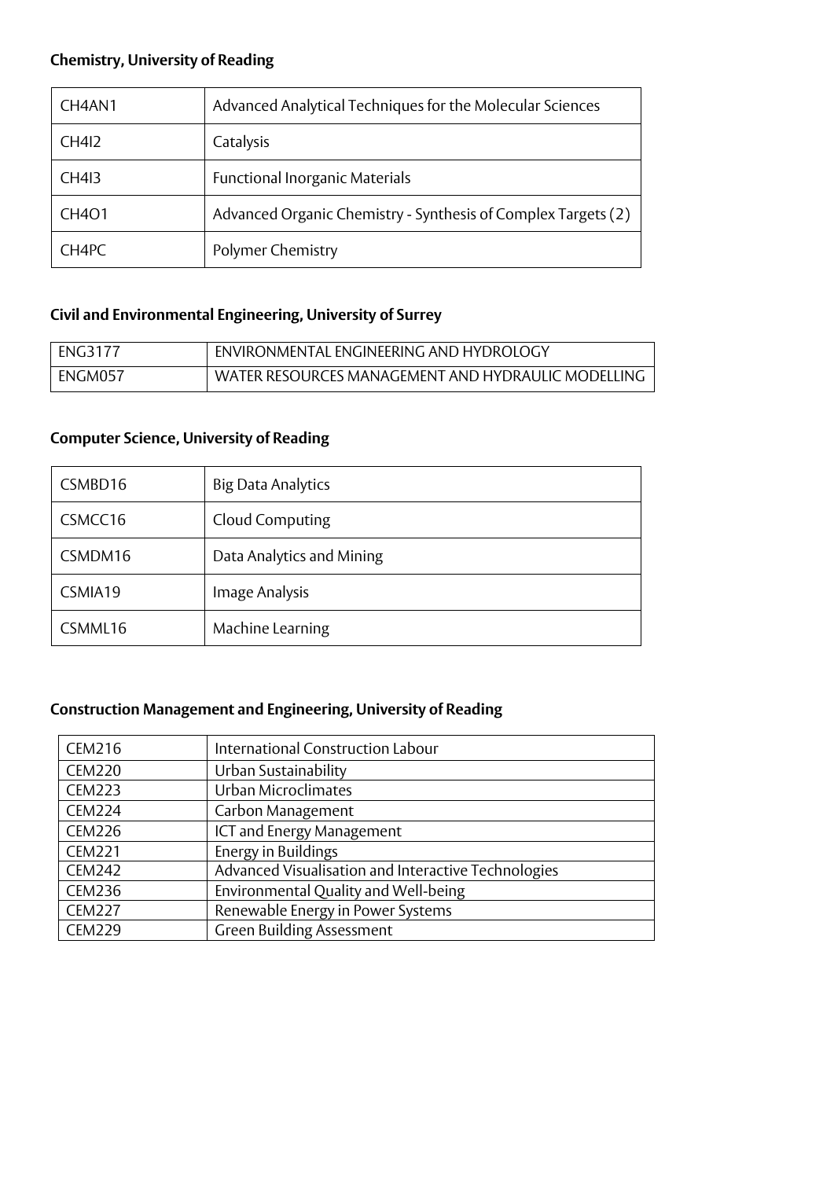**Chemistry, University of Reading**

| | |
|---|---|
| CH4AN1 | Advanced Analytical Techniques for the Molecular Sciences |
| CH4I2 | Catalysis |
| CH4I3 | Functional Inorganic Materials |
| CH4O1 | Advanced Organic Chemistry - Synthesis of Complex Targets (2) |
| CH4PC | Polymer Chemistry |

**Civil and Environmental Engineering, University of Surrey**

| | |
|---|---|
| ENG3177 | ENVIRONMENTAL ENGINEERING AND HYDROLOGY |
| ENGM057 | WATER RESOURCES MANAGEMENT AND HYDRAULIC MODELLING |

**Computer Science, University of Reading**

| | |
|---|---|
| CSMBD16 | Big Data Analytics |
| CSMCC16 | Cloud Computing |
| CSMDM16 | Data Analytics and Mining |
| CSMIA19 | Image Analysis |
| CSMML16 | Machine Learning |

**Construction Management and Engineering, University of Reading**

| | |
|---|---|
| CEM216 | International Construction Labour |
| CEM220 | Urban Sustainability |
| CEM223 | Urban Microclimates |
| CEM224 | Carbon Management |
| CEM226 | ICT and Energy Management |
| CEM221 | Energy in Buildings |
| CEM242 | Advanced Visualisation and Interactive Technologies |
| CEM236 | Environmental Quality and Well-being |
| CEM227 | Renewable Energy in Power Systems |
| CEM229 | Green Building Assessment |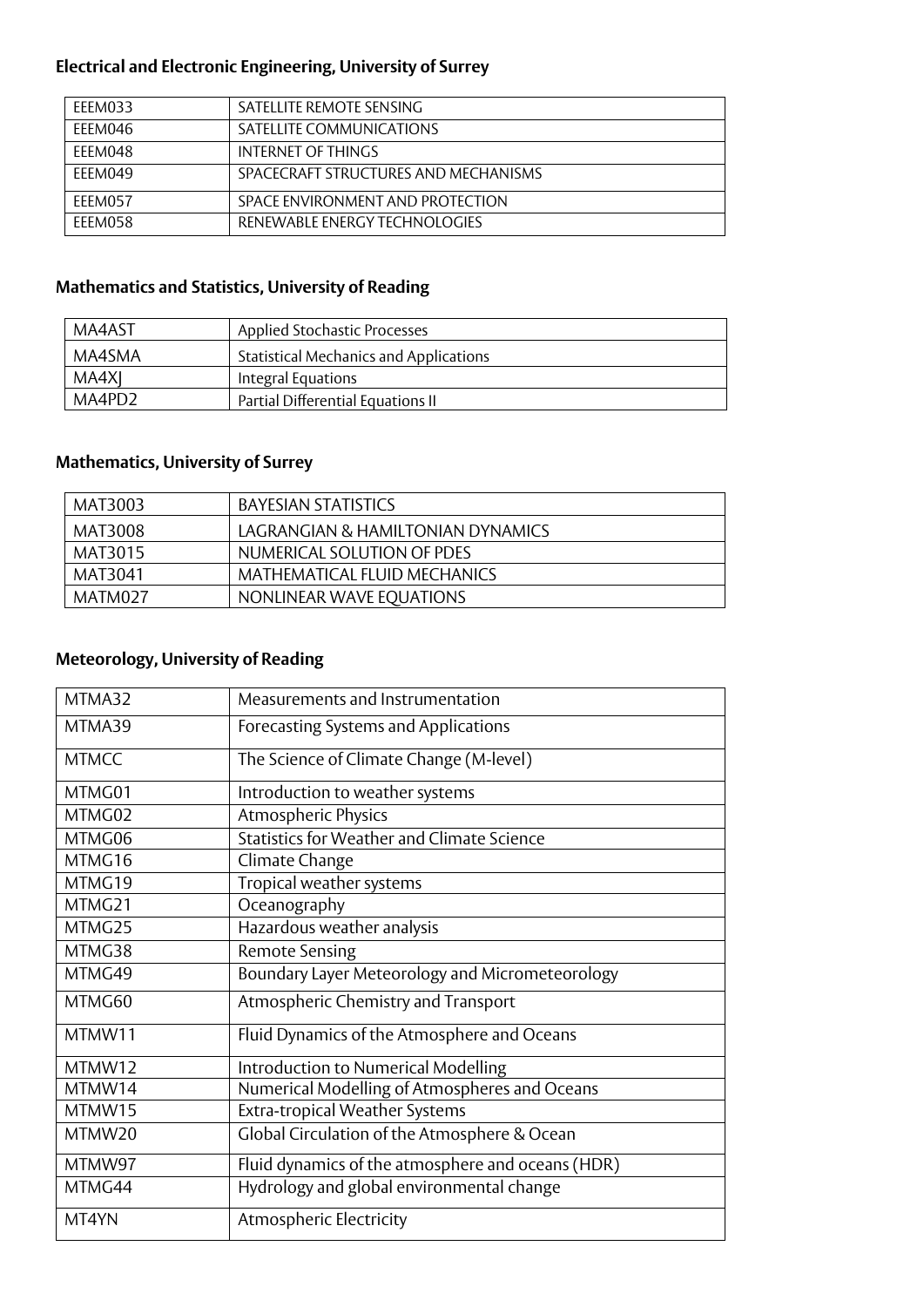### Electrical and Electronic Engineering, University of Surrey

| | |
|---|---|
| EEEM033 | SATELLITE REMOTE SENSING |
| EEEM046 | SATELLITE COMMUNICATIONS |
| EEEM048 | INTERNET OF THINGS |
| EEEM049 | SPACECRAFT STRUCTURES AND MECHANISMS |
| EEEM057 | SPACE ENVIRONMENT AND PROTECTION |
| EEEM058 | RENEWABLE ENERGY TECHNOLOGIES |

### Mathematics and Statistics, University of Reading

| | |
|---|---|
| MA4AST | Applied Stochastic Processes |
| MA4SMA | Statistical Mechanics and Applications |
| MA4XJ | Integral Equations |
| MA4PD2 | Partial Differential Equations II |

### Mathematics, University of Surrey

| | |
|---|---|
| MAT3003 | BAYESIAN STATISTICS |
| MAT3008 | LAGRANGIAN & HAMILTONIAN DYNAMICS |
| MAT3015 | NUMERICAL SOLUTION OF PDES |
| MAT3041 | MATHEMATICAL FLUID MECHANICS |
| MATM027 | NONLINEAR WAVE EQUATIONS |

### Meteorology, University of Reading

| | |
|---|---|
| MTMA32 | Measurements and Instrumentation |
| MTMA39 | Forecasting Systems and Applications |
| MTMCC | The Science of Climate Change (M-level) |
| MTMG01 | Introduction to weather systems |
| MTMG02 | Atmospheric Physics |
| MTMG06 | Statistics for Weather and Climate Science |
| MTMG16 | Climate Change |
| MTMG19 | Tropical weather systems |
| MTMG21 | Oceanography |
| MTMG25 | Hazardous weather analysis |
| MTMG38 | Remote Sensing |
| MTMG49 | Boundary Layer Meteorology and Micrometeorology |
| MTMG60 | Atmospheric Chemistry and Transport |
| MTMW11 | Fluid Dynamics of the Atmosphere and Oceans |
| MTMW12 | Introduction to Numerical Modelling |
| MTMW14 | Numerical Modelling of Atmospheres and Oceans |
| MTMW15 | Extra-tropical Weather Systems |
| MTMW20 | Global Circulation of the Atmosphere & Ocean |
| MTMW97 | Fluid dynamics of the atmosphere and oceans (HDR) |
| MTMG44 | Hydrology and global environmental change |
| MT4YN | Atmospheric Electricity |